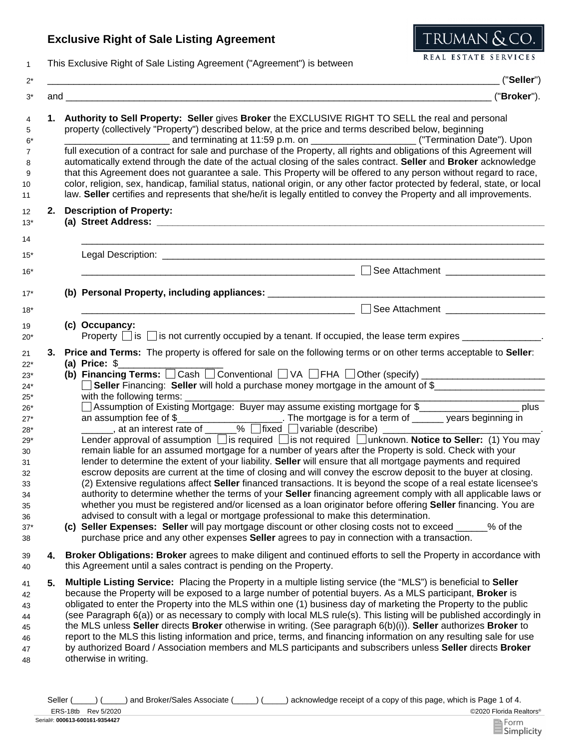# Exclusive Right of Sale Listing Agreement

TRUMAN & CO.
REAL ESTATE SERVICES

This Exclusive Right of Sale Listing Agreement ("Agreement") is between

_______________________________________________________________________________ ("**Seller**")

and ___________________________________________________________________________ ("**Broker**").

1. **Authority to Sell Property: Seller** gives **Broker** the EXCLUSIVE RIGHT TO SELL the real and personal property (collectively "Property") described below, at the price and terms described below, beginning ____________________ and terminating at 11:59 p.m. on ____________________ ("Termination Date"). Upon full execution of a contract for sale and purchase of the Property, all rights and obligations of this Agreement will automatically extend through the date of the actual closing of the sales contract. **Seller** and **Broker** acknowledge that this Agreement does not guarantee a sale. This Property will be offered to any person without regard to race, color, religion, sex, handicap, familial status, national origin, or any other factor protected by federal, state, or local law. **Seller** certifies and represents that she/he/it is legally entitled to convey the Property and all improvements.

2. **Description of Property:**
   **(a) Street Address:** _______________________________________________________________
   _______________________________________________________________________________
   Legal Description: ___________________________________________________________
   ______________________________________________ ☐ See Attachment ________________

   **(b) Personal Property, including appliances:** ______________________________________
   ______________________________________________ ☐ See Attachment ________________

   **(c) Occupancy:**
   Property ☐ is ☐ is not currently occupied by a tenant. If occupied, the lease term expires _______________.

3. **Price and Terms:** The property is offered for sale on the following terms or on other terms acceptable to **Seller**:
   **(a) Price:** $____________________
   **(b) Financing Terms:** ☐ Cash ☐ Conventional ☐ VA ☐ FHA ☐ Other (specify) ________________________
   ☐ **Seller** Financing: **Seller** will hold a purchase money mortgage in the amount of $_____________________ with the following terms: ____________________________________________________________
   ☐ Assumption of Existing Mortgage: Buyer may assume existing mortgage for $___________________ plus an assumption fee of $____________________. The mortgage is for a term of ______ years beginning in ______, at an interest rate of ______% ☐ fixed ☐ variable (describe) ______________________________.
   Lender approval of assumption ☐ is required ☐ is not required ☐ unknown. **Notice to Seller:** (1) You may remain liable for an assumed mortgage for a number of years after the Property is sold. Check with your lender to determine the extent of your liability. **Seller** will ensure that all mortgage payments and required escrow deposits are current at the time of closing and will convey the escrow deposit to the buyer at closing. (2) Extensive regulations affect **Seller** financed transactions. It is beyond the scope of a real estate licensee's authority to determine whether the terms of your **Seller** financing agreement comply with all applicable laws or whether you must be registered and/or licensed as a loan originator before offering **Seller** financing. You are advised to consult with a legal or mortgage professional to make this determination.
   **(c) Seller Expenses: Seller** will pay mortgage discount or other closing costs not to exceed ______% of the purchase price and any other expenses **Seller** agrees to pay in connection with a transaction.

4. **Broker Obligations: Broker** agrees to make diligent and continued efforts to sell the Property in accordance with this Agreement until a sales contract is pending on the Property.

5. **Multiple Listing Service:** Placing the Property in a multiple listing service (the "MLS") is beneficial to **Seller** because the Property will be exposed to a large number of potential buyers. As a MLS participant, **Broker** is obligated to enter the Property into the MLS within one (1) business day of marketing the Property to the public (see Paragraph 6(a)) or as necessary to comply with local MLS rule(s). This listing will be published accordingly in the MLS unless **Seller** directs **Broker** otherwise in writing. (See paragraph 6(b)(i)). **Seller** authorizes **Broker** to report to the MLS this listing information and price, terms, and financing information on any resulting sale for use by authorized Board / Association members and MLS participants and subscribers unless **Seller** directs **Broker** otherwise in writing.

Seller (_____) (_____) and Broker/Sales Associate (_____) (_____) acknowledge receipt of a copy of this page, which is Page 1 of 4.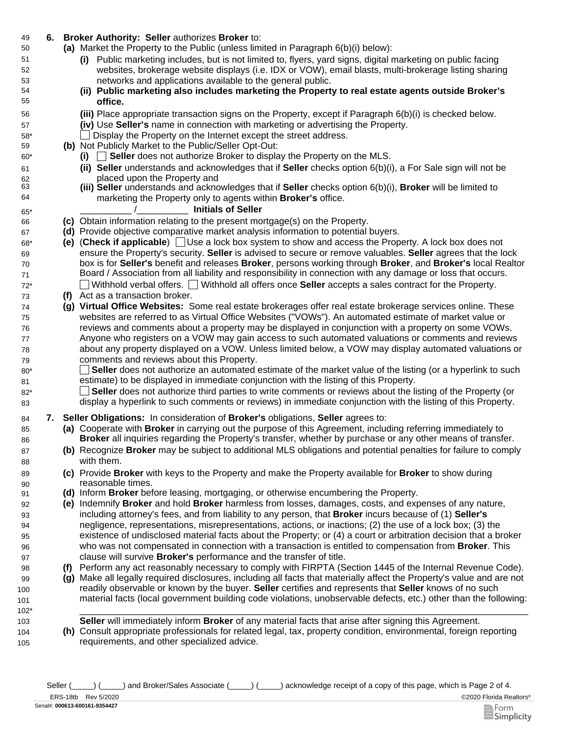**6. Broker Authority: Seller** authorizes **Broker** to:

**(a)** Market the Property to the Public (unless limited in Paragraph 6(b)(i) below):

**(i)** Public marketing includes, but is not limited to, flyers, yard signs, digital marketing on public facing websites, brokerage website displays (i.e. IDX or VOW), email blasts, multi-brokerage listing sharing networks and applications available to the general public.

**(ii) Public marketing also includes marketing the Property to real estate agents outside Broker's office.**

**(iii)** Place appropriate transaction signs on the Property, except if Paragraph 6(b)(i) is checked below.

**(iv)** Use **Seller's** name in connection with marketing or advertising the Property.

☐ Display the Property on the Internet except the street address.

**(b)** Not Publicly Market to the Public/Seller Opt-Out:

**(i)** ☐ **Seller** does not authorize Broker to display the Property on the MLS.

**(ii) Seller** understands and acknowledges that if **Seller** checks option 6(b)(i), a For Sale sign will not be placed upon the Property and

**(iii) Seller** understands and acknowledges that if **Seller** checks option 6(b)(i), **Broker** will be limited to marketing the Property only to agents within **Broker's** office.

__________ /__________ **Initials of Seller**

**(c)** Obtain information relating to the present mortgage(s) on the Property.

**(d)** Provide objective comparative market analysis information to potential buyers.

**(e)** (**Check if applicable**) ☐ Use a lock box system to show and access the Property. A lock box does not ensure the Property's security. **Seller** is advised to secure or remove valuables. **Seller** agrees that the lock box is for **Seller's** benefit and releases **Broker**, persons working through **Broker**, and **Broker's** local Realtor Board / Association from all liability and responsibility in connection with any damage or loss that occurs.

☐ Withhold verbal offers. ☐ Withhold all offers once **Seller** accepts a sales contract for the Property.

**(f)** Act as a transaction broker.

**(g) Virtual Office Websites:** Some real estate brokerages offer real estate brokerage services online. These websites are referred to as Virtual Office Websites ("VOWs"). An automated estimate of market value or reviews and comments about a property may be displayed in conjunction with a property on some VOWs. Anyone who registers on a VOW may gain access to such automated valuations or comments and reviews about any property displayed on a VOW. Unless limited below, a VOW may display automated valuations or comments and reviews about this Property.

☐ **Seller** does not authorize an automated estimate of the market value of the listing (or a hyperlink to such estimate) to be displayed in immediate conjunction with the listing of this Property.

☐ **Seller** does not authorize third parties to write comments or reviews about the listing of the Property (or display a hyperlink to such comments or reviews) in immediate conjunction with the listing of this Property.

**7. Seller Obligations:** In consideration of **Broker's** obligations, **Seller** agrees to:

**(a)** Cooperate with **Broker** in carrying out the purpose of this Agreement, including referring immediately to **Broker** all inquiries regarding the Property's transfer, whether by purchase or any other means of transfer.

**(b)** Recognize **Broker** may be subject to additional MLS obligations and potential penalties for failure to comply with them.

**(c)** Provide **Broker** with keys to the Property and make the Property available for **Broker** to show during reasonable times.

**(d)** Inform **Broker** before leasing, mortgaging, or otherwise encumbering the Property.

**(e)** Indemnify **Broker** and hold **Broker** harmless from losses, damages, costs, and expenses of any nature, including attorney's fees, and from liability to any person, that **Broker** incurs because of (1) **Seller's** negligence, representations, misrepresentations, actions, or inactions; (2) the use of a lock box; (3) the existence of undisclosed material facts about the Property; or (4) a court or arbitration decision that a broker who was not compensated in connection with a transaction is entitled to compensation from **Broker**. This clause will survive **Broker's** performance and the transfer of title.

**(f)** Perform any act reasonably necessary to comply with FIRPTA (Section 1445 of the Internal Revenue Code).

**(g)** Make all legally required disclosures, including all facts that materially affect the Property's value and are not readily observable or known by the buyer. **Seller** certifies and represents that **Seller** knows of no such material facts (local government building code violations, unobservable defects, etc.) other than the following:

______________________________________________________________________________

**Seller** will immediately inform **Broker** of any material facts that arise after signing this Agreement.

**(h)** Consult appropriate professionals for related legal, tax, property condition, environmental, foreign reporting requirements, and other specialized advice.

Seller (_____) (_____) and Broker/Sales Associate (_____) (_____) acknowledge receipt of a copy of this page, which is Page 2 of 4.

ERS-18tb Rev 5/2020 ©2020 Florida Realtors®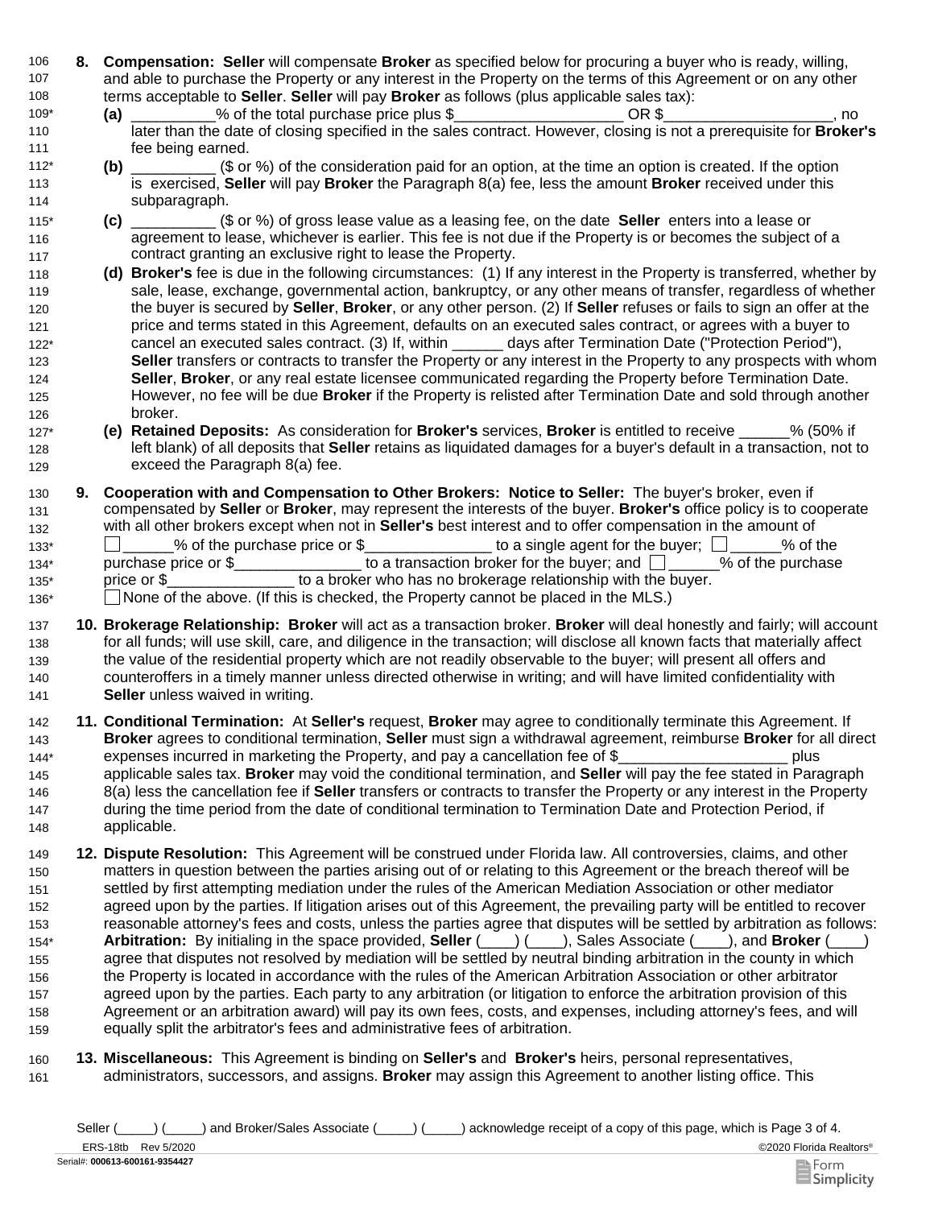**8. Compensation:** **Seller** will compensate **Broker** as specified below for procuring a buyer who is ready, willing, and able to purchase the Property or any interest in the Property on the terms of this Agreement or on any other terms acceptable to **Seller**. **Seller** will pay **Broker** as follows (plus applicable sales tax):

**(a)** __________% of the total purchase price plus $____________________ OR $____________________, no later than the date of closing specified in the sales contract. However, closing is not a prerequisite for **Broker's** fee being earned.

**(b)** __________ ($ or %) of the consideration paid for an option, at the time an option is created. If the option is exercised, **Seller** will pay **Broker** the Paragraph 8(a) fee, less the amount **Broker** received under this subparagraph.

**(c)** __________ ($ or %) of gross lease value as a leasing fee, on the date **Seller** enters into a lease or agreement to lease, whichever is earlier. This fee is not due if the Property is or becomes the subject of a contract granting an exclusive right to lease the Property.

**(d)** **Broker's** fee is due in the following circumstances: (1) If any interest in the Property is transferred, whether by sale, lease, exchange, governmental action, bankruptcy, or any other means of transfer, regardless of whether the buyer is secured by **Seller**, **Broker**, or any other person. (2) If **Seller** refuses or fails to sign an offer at the price and terms stated in this Agreement, defaults on an executed sales contract, or agrees with a buyer to cancel an executed sales contract. (3) If, within ______ days after Termination Date ("Protection Period"), **Seller** transfers or contracts to transfer the Property or any interest in the Property to any prospects with whom **Seller**, **Broker**, or any real estate licensee communicated regarding the Property before Termination Date. However, no fee will be due **Broker** if the Property is relisted after Termination Date and sold through another broker.

**(e)** **Retained Deposits:** As consideration for **Broker's** services, **Broker** is entitled to receive ______% (50% if left blank) of all deposits that **Seller** retains as liquidated damages for a buyer's default in a transaction, not to exceed the Paragraph 8(a) fee.

**9. Cooperation with and Compensation to Other Brokers: Notice to Seller:** The buyer's broker, even if compensated by **Seller** or **Broker**, may represent the interests of the buyer. **Broker's** office policy is to cooperate with all other brokers except when not in **Seller's** best interest and to offer compensation in the amount of ☐ ______% of the purchase price or $_______________ to a single agent for the buyer; ☐ ______% of the purchase price or $_______________ to a transaction broker for the buyer; and ☐ ______% of the purchase price or $_______________ to a broker who has no brokerage relationship with the buyer.
☐ None of the above. (If this is checked, the Property cannot be placed in the MLS.)

**10. Brokerage Relationship:** **Broker** will act as a transaction broker. **Broker** will deal honestly and fairly; will account for all funds; will use skill, care, and diligence in the transaction; will disclose all known facts that materially affect the value of the residential property which are not readily observable to the buyer; will present all offers and counteroffers in a timely manner unless directed otherwise in writing; and will have limited confidentiality with **Seller** unless waived in writing.

**11. Conditional Termination:** At **Seller's** request, **Broker** may agree to conditionally terminate this Agreement. If **Broker** agrees to conditional termination, **Seller** must sign a withdrawal agreement, reimburse **Broker** for all direct expenses incurred in marketing the Property, and pay a cancellation fee of $____________________ plus applicable sales tax. **Broker** may void the conditional termination, and **Seller** will pay the fee stated in Paragraph 8(a) less the cancellation fee if **Seller** transfers or contracts to transfer the Property or any interest in the Property during the time period from the date of conditional termination to Termination Date and Protection Period, if applicable.

**12. Dispute Resolution:** This Agreement will be construed under Florida law. All controversies, claims, and other matters in question between the parties arising out of or relating to this Agreement or the breach thereof will be settled by first attempting mediation under the rules of the American Mediation Association or other mediator agreed upon by the parties. If litigation arises out of this Agreement, the prevailing party will be entitled to recover reasonable attorney's fees and costs, unless the parties agree that disputes will be settled by arbitration as follows: **Arbitration:** By initialing in the space provided, **Seller** (____) (____), Sales Associate (____), and **Broker** (____) agree that disputes not resolved by mediation will be settled by neutral binding arbitration in the county in which the Property is located in accordance with the rules of the American Arbitration Association or other arbitrator agreed upon by the parties. Each party to any arbitration (or litigation to enforce the arbitration provision of this Agreement or an arbitration award) will pay its own fees, costs, and expenses, including attorney's fees, and will equally split the arbitrator's fees and administrative fees of arbitration.

**13. Miscellaneous:** This Agreement is binding on **Seller's** and **Broker's** heirs, personal representatives, administrators, successors, and assigns. **Broker** may assign this Agreement to another listing office. This

Seller (_____) (_____) and Broker/Sales Associate (_____) (_____) acknowledge receipt of a copy of this page, which is Page 3 of 4.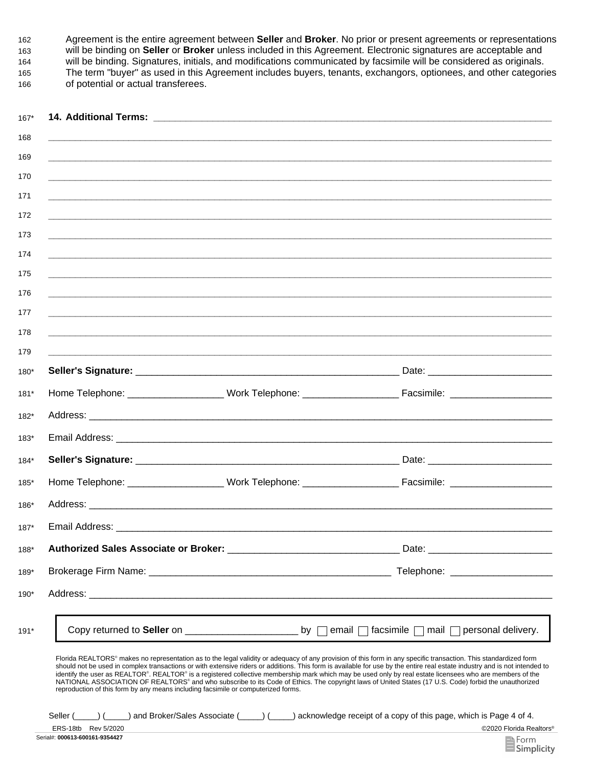162 Agreement is the entire agreement between **Seller** and **Broker**. No prior or present agreements or representations
163 will be binding on **Seller** or **Broker** unless included in this Agreement. Electronic signatures are acceptable and
164 will be binding. Signatures, initials, and modifications communicated by facsimile will be considered as originals.
165 The term "buyer" as used in this Agreement includes buyers, tenants, exchangors, optionees, and other categories
166 of potential or actual transferees.

167* **14. Additional Terms:** ____________________________________________________________

168 ______________________________________________________________________________

169 ______________________________________________________________________________

170 ______________________________________________________________________________

171 ______________________________________________________________________________

172 ______________________________________________________________________________

173 ______________________________________________________________________________

174 ______________________________________________________________________________

175 ______________________________________________________________________________

176 ______________________________________________________________________________

177 ______________________________________________________________________________

178 ______________________________________________________________________________

179 ______________________________________________________________________________

180* **Seller's Signature:** ________________________________________ Date: ____________________

181* Home Telephone: _______________ Work Telephone: _______________ Facsimile: _______________

182* Address: ______________________________________________________________________

183* Email Address: __________________________________________________________________

184* **Seller's Signature:** ________________________________________ Date: ____________________

185* Home Telephone: _______________ Work Telephone: _______________ Facsimile: _______________

186* Address: ______________________________________________________________________

187* Email Address: __________________________________________________________________

188* **Authorized Sales Associate or Broker:** __________________________ Date: ____________________

189* Brokerage Firm Name: ____________________________________ Telephone: _______________

190* Address: ______________________________________________________________________

191* Copy returned to **Seller** on ____________________ by ☐ email ☐ facsimile ☐ mail ☐ personal delivery.

Florida REALTORS® makes no representation as to the legal validity or adequacy of any provision of this form in any specific transaction. This standardized form should not be used in complex transactions or with extensive riders or additions. This form is available for use by the entire real estate industry and is not intended to identify the user as REALTOR®. REALTOR® is a registered collective membership mark which may be used only by real estate licensees who are members of the NATIONAL ASSOCIATION OF REALTORS® and who subscribe to its Code of Ethics. The copyright laws of United States (17 U.S. Code) forbid the unauthorized reproduction of this form by any means including facsimile or computerized forms.

Seller (_____) (_____) and Broker/Sales Associate (_____) (_____) acknowledge receipt of a copy of this page, which is Page 4 of 4.

ERS-18tb Rev 5/2020 ©2020 Florida Realtors®

Serial#: **000613-600161-9354427**